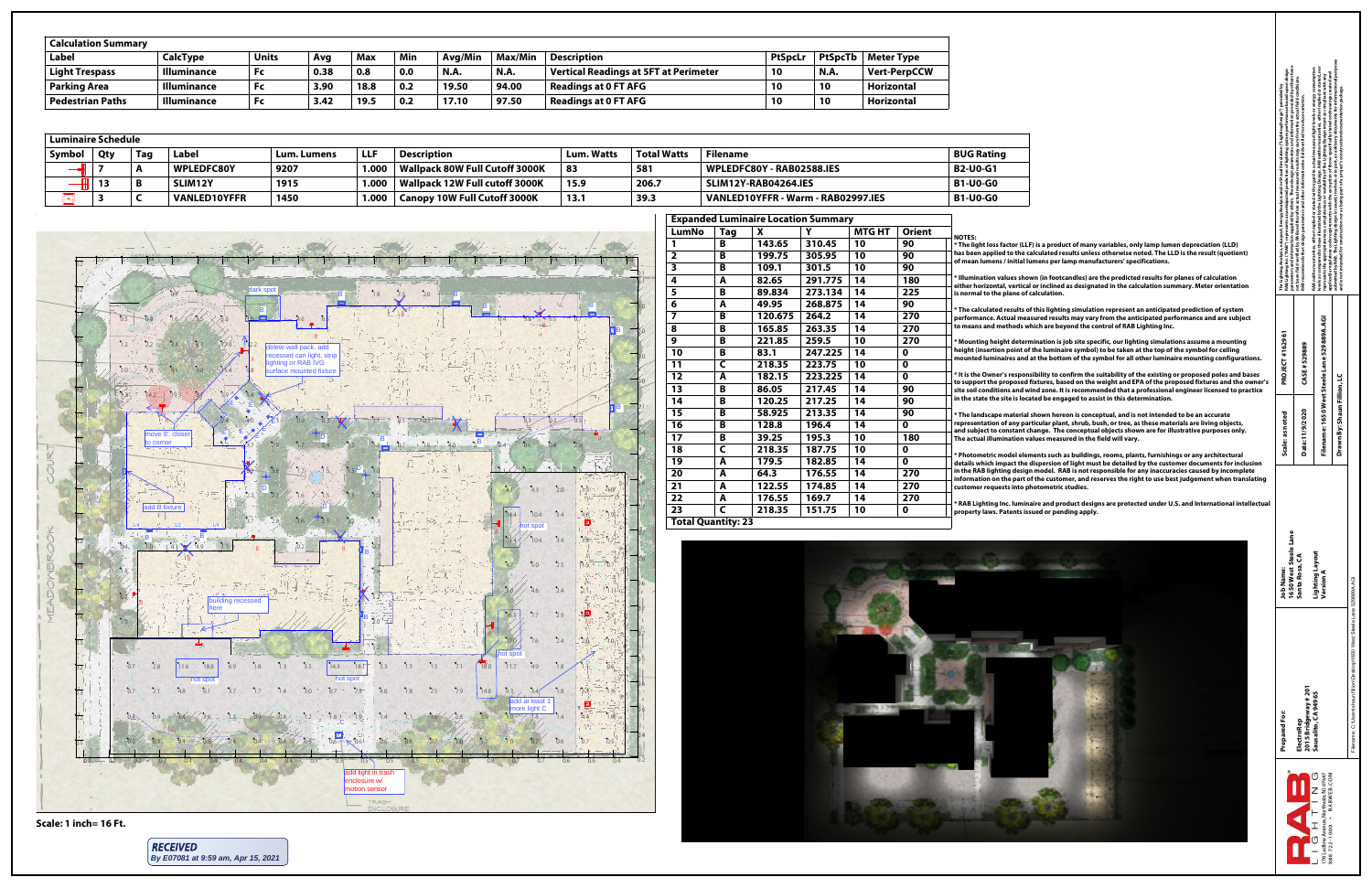## Calculation Summary

| Label | CalcType | Units | Avg | Max | Min | Avg/Min | Max/Min | Description | PtSpcLr | PtSpcTb | Meter Type |
|---|---|---|---|---|---|---|---|---|---|---|---|
| Light Trespass | Illuminance | Fc | 0.38 | 0.8 | 0.0 | N.A. | N.A. | Vertical Readings at 5FT at Perimeter | 10 | N.A. | Vert-PerpCCW |
| Parking Area | Illuminance | Fc | 3.90 | 18.8 | 0.2 | 19.50 | 94.00 | Readings at 0 FT AFG | 10 | 10 | Horizontal |
| Pedestrian Paths | Illuminance | Fc | 3.42 | 19.5 | 0.2 | 17.10 | 97.50 | Readings at 0 FT AFG | 10 | 10 | Horizontal |

## Luminaire Schedule

| Symbol | Qty | Tag | Label | Lum. Lumens | LLF | Description | Lum. Watts | Total Watts | Filename | BUG Rating |
|---|---|---|---|---|---|---|---|---|---|---|
| | 7 | A | WPLEDFC80Y | 9207 | 1.000 | Wallpack 80W Full Cutoff 3000K | 83 | 581 | WPLEDFC80Y - RAB02588.IES | B2-U0-G1 |
| | 13 | B | SLIM12Y | 1915 | 1.000 | Wallpack 12W Full cutoff 3000K | 15.9 | 206.7 | SLIM12Y-RAB04264.IES | B1-U0-G0 |
| | 3 | C | VANLED10YFFR | 1450 | 1.000 | Canopy 10W Full Cutoff 3000K | 13.1 | 39.3 | VANLED10YFFR - Warm - RAB02997.IES | B1-U0-G0 |

## Expanded Luminaire Location Summary

| LumNo | Tag | X | Y | MTG HT | Orient |
|---|---|---|---|---|---|
| 1 | B | 143.65 | 310.45 | 10 | 90 |
| 2 | B | 199.75 | 305.95 | 10 | 90 |
| 3 | B | 109.1 | 301.5 | 10 | 90 |
| 4 | A | 82.65 | 291.775 | 14 | 180 |
| 5 | B | 89.834 | 273.134 | 14 | 225 |
| 6 | A | 49.95 | 268.875 | 14 | 90 |
| 7 | B | 120.675 | 264.2 | 14 | 270 |
| 8 | B | 165.85 | 263.35 | 14 | 270 |
| 9 | B | 221.85 | 259.5 | 10 | 270 |
| 10 | B | 83.1 | 247.225 | 14 | 0 |
| 11 | C | 218.35 | 223.75 | 10 | 0 |
| 12 | A | 182.15 | 223.225 | 14 | 0 |
| 13 | B | 86.05 | 217.45 | 14 | 90 |
| 14 | B | 120.25 | 217.25 | 14 | 90 |
| 15 | B | 58.925 | 213.35 | 14 | 90 |
| 16 | B | 128.8 | 196.4 | 14 | 0 |
| 17 | B | 39.25 | 195.3 | 10 | 180 |
| 18 | C | 218.35 | 187.75 | 10 | 0 |
| 19 | A | 179.5 | 182.85 | 14 | 0 |
| 20 | A | 64.3 | 176.55 | 14 | 270 |
| 21 | A | 122.55 | 174.85 | 14 | 270 |
| 22 | A | 176.55 | 169.7 | 14 | 270 |
| 23 | C | 218.35 | 151.75 | 10 | 0 |

**Total Quantity: 23**

NOTES:

* The light loss factor (LLF) is a product of many variables, only lamp lumen depreciation (LLD) has been applied to the calculated results unless otherwise noted. The LLD is the result (quotient) of mean lumens / initial lumens per lamp manufacturers' specifications.

* Illumination values shown (in footcandles) are the predicted results for planes of calculation either horizontal, vertical or inclined as designated in the calculation summary. Meter orientation is normal to the plane of calculation.

* The calculated results of this lighting simulation represent an anticipated prediction of system performance. Actual measured results may vary from the anticipated performance and are subject to means and methods which are beyond the control of RAB Lighting Inc.

* Mounting height determination is job site specific, our lighting simulations assume a mounting height (insertion point of the luminaire symbol) to be taken at the top of the symbol for ceiling mounted luminaires and at the bottom of the symbol for all other luminaire mounting configurations.

* It is the Owner's responsibility to confirm the suitability of the existing or proposed poles and bases to support the proposed fixtures, based on the weight and EPA of the proposed fixtures and the owner's site soil conditions and wind zone. It is recommended that a professional engineer licensed to practice in the state the site is located be engaged to assist in this determination.

* The landscape material shown hereon is conceptual, and is not intended to be an accurate representation of any particular plant, shrub, bush, or tree, as these materials are living objects, and subject to constant change. The conceptual objects shown are for illustrative purposes only. The actual illumination values measured in the field will vary.

* Photometric model elements such as buildings, rooms, plants, furnishings or any architectural details which impact the dispersion of light must be detailed by the customer documents for inclusion in the RAB lighting design model. RAB is not responsible for any inaccuracies caused by incomplete information on the part of the customer, and reserves the right to use best judgement when translating customer requests into photometric studies.

* RAB Lighting Inc. luminaire and product designs are protected under U.S. and International intellectual property laws. Patents issued or pending apply.

Plan annotations: dark spot; delete wall pack, add recessed can light, strip lighting or RAB IVG surface mounted fixture; move B closer to corner; add B fixture; building recessed here; hot spot; add at least 1 more light C; add light in trash enclosure w/ motion sensor; MEADOWBROOK COURT; TRASH ENCLOSURE

Scale: 1 inch= 16 Ft.

***RECEIVED***
*By E07081 at 9:59 am, Apr 15, 2021*

Prepared For: ElectroRep, 2015 Bridgeway # 201, Sausalito, CA 94965

Job Name: 1650 West Steele Lane, Santa Rosa, CA

Lighting Layout Version A

Scale: as noted | Date: 11/9/2020 | PROJECT #162961 | CASE #529889 | Filename: 1650 West Steele Lane 529889A.AGI | Drawn By: Shaun Fillion, LC

RAB LIGHTING — 170 Ludlow Avenue, Northvale, NJ 07647 — (888) 722-1000 — RABWEB.COM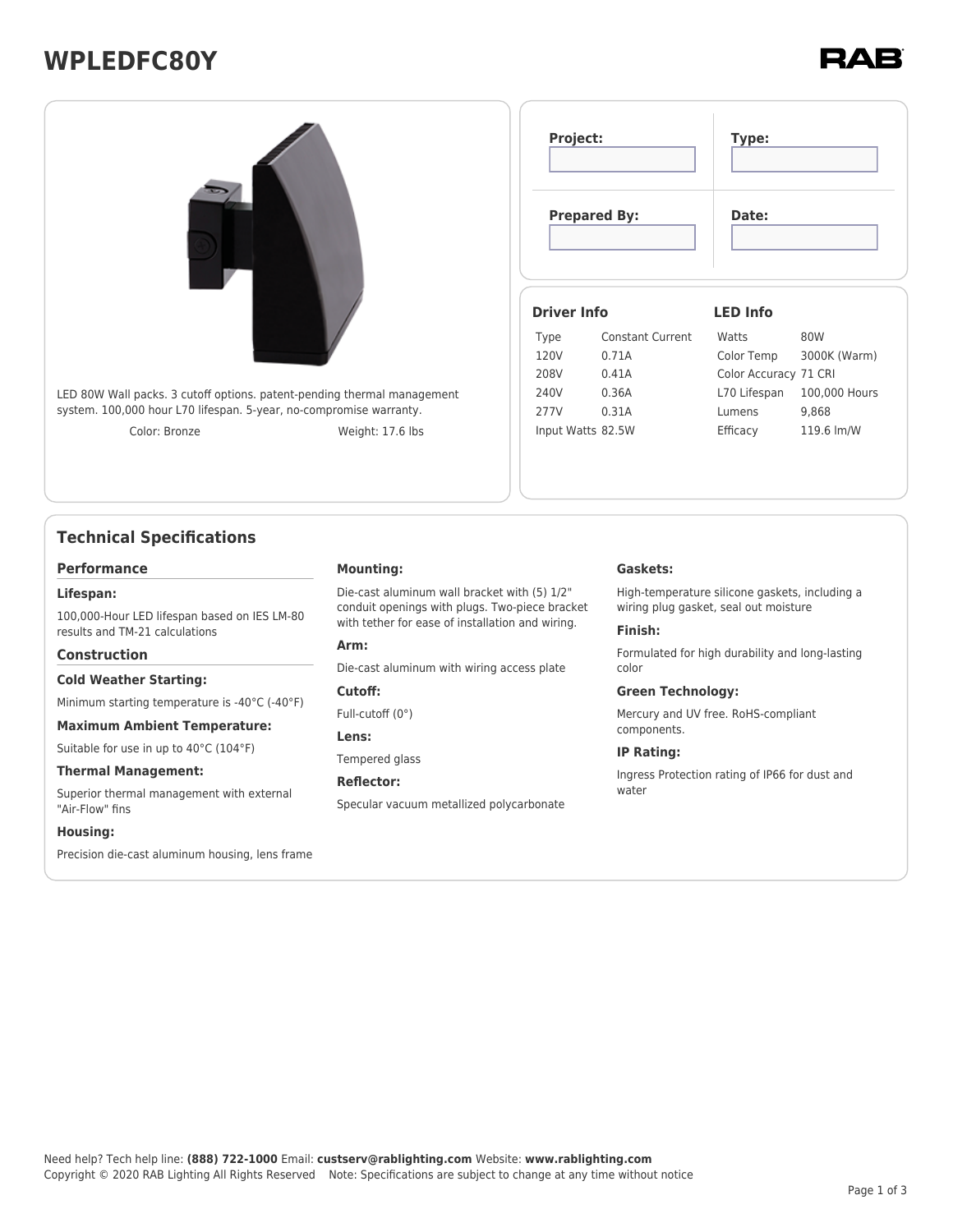# WPLEDFC80Y

LED 80W Wall packs. 3 cutoff options. patent-pending thermal management system. 100,000 hour L70 lifespan. 5-year, no-compromise warranty.

Color: Bronze

Weight: 17.6 lbs

| Project: | Type: |
|---|---|
| | |
| **Prepared By:** | **Date:** |
| | |

### Driver Info

| | |
|---|---|
| Type | Constant Current |
| 120V | 0.71A |
| 208V | 0.41A |
| 240V | 0.36A |
| 277V | 0.31A |
| Input Watts | 82.5W |

### LED Info

| | |
|---|---|
| Watts | 80W |
| Color Temp | 3000K (Warm) |
| Color Accuracy | 71 CRI |
| L70 Lifespan | 100,000 Hours |
| Lumens | 9,868 |
| Efficacy | 119.6 lm/W |

## Technical Specifications

### Performance

**Lifespan:**

100,000-Hour LED lifespan based on IES LM-80 results and TM-21 calculations

### Construction

**Cold Weather Starting:**

Minimum starting temperature is -40°C (-40°F)

**Maximum Ambient Temperature:**

Suitable for use in up to 40°C (104°F)

**Thermal Management:**

Superior thermal management with external "Air-Flow" fins

**Housing:**

Precision die-cast aluminum housing, lens frame

**Mounting:**

Die-cast aluminum wall bracket with (5) 1/2" conduit openings with plugs. Two-piece bracket with tether for ease of installation and wiring.

**Arm:**

Die-cast aluminum with wiring access plate

**Cutoff:**

Full-cutoff (0°)

**Lens:**

Tempered glass

**Reflector:**

Specular vacuum metallized polycarbonate

**Gaskets:**

High-temperature silicone gaskets, including a wiring plug gasket, seal out moisture

**Finish:**

Formulated for high durability and long-lasting color

**Green Technology:**

Mercury and UV free. RoHS-compliant components.

**IP Rating:**

Ingress Protection rating of IP66 for dust and water

Need help? Tech help line: **(888) 722-1000** Email: **custserv@rablighting.com** Website: **www.rablighting.com**
Copyright © 2020 RAB Lighting All Rights Reserved Note: Specifications are subject to change at any time without notice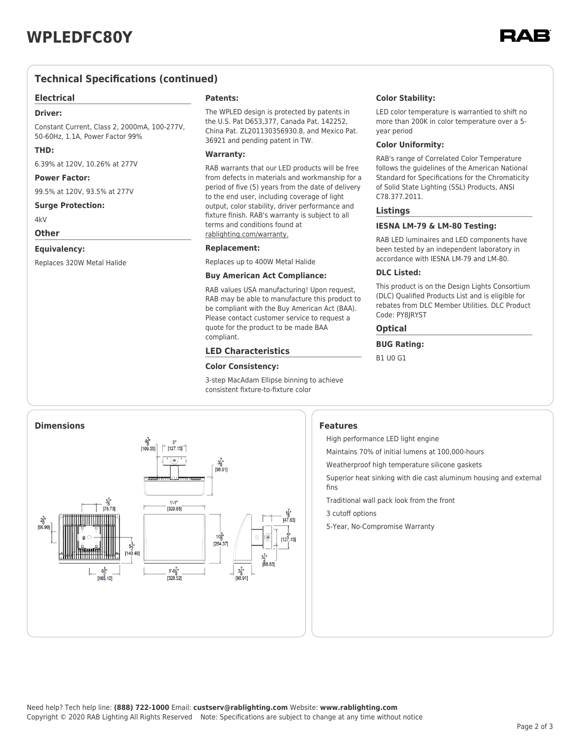# WPLEDFC80Y

## Technical Specifications (continued)

### Electrical

**Driver:**

Constant Current, Class 2, 2000mA, 100-277V, 50-60Hz, 1.1A, Power Factor 99%

**THD:**

6.39% at 120V, 10.26% at 277V

**Power Factor:**

99.5% at 120V, 93.5% at 277V

**Surge Protection:**

4kV

### Other

**Equivalency:**

Replaces 320W Metal Halide

**Patents:**

The WPLED design is protected by patents in the U.S. Pat D653,377, Canada Pat. 142252, China Pat. ZL201130356930.8, and Mexico Pat. 36921 and pending patent in TW.

**Warranty:**

RAB warrants that our LED products will be free from defects in materials and workmanship for a period of five (5) years from the date of delivery to the end user, including coverage of light output, color stability, driver performance and fixture finish. RAB's warranty is subject to all terms and conditions found at rablighting.com/warranty.

**Replacement:**

Replaces up to 400W Metal Halide

**Buy American Act Compliance:**

RAB values USA manufacturing! Upon request, RAB may be able to manufacture this product to be compliant with the Buy American Act (BAA). Please contact customer service to request a quote for the product to be made BAA compliant.

### LED Characteristics

**Color Consistency:**

3-step MacAdam Ellipse binning to achieve consistent fixture-to-fixture color

**Color Stability:**

LED color temperature is warrantied to shift no more than 200K in color temperature over a 5-year period

**Color Uniformity:**

RAB's range of Correlated Color Temperature follows the guidelines of the American National Standard for Specifications for the Chromaticity of Solid State Lighting (SSL) Products, ANSI C78.377.2011.

### Listings

**IESNA LM-79 & LM-80 Testing:**

RAB LED luminaires and LED components have been tested by an independent laboratory in accordance with IESNA LM-79 and LM-80.

**DLC Listed:**

This product is on the Design Lights Consortium (DLC) Qualified Products List and is eligible for rebates from DLC Member Utilities. DLC Product Code: PY8JRYST

### Optical

**BUG Rating:**

B1 U0 G1

## Dimensions

## Features

- High performance LED light engine
- Maintains 70% of initial lumens at 100,000-hours
- Weatherproof high temperature silicone gaskets
- Superior heat sinking with die cast aluminum housing and external fins
- Traditional wall pack look from the front
- 3 cutoff options
- 5-Year, No-Compromise Warranty

Need help? Tech help line: **(888) 722-1000** Email: **custserv@rablighting.com** Website: **www.rablighting.com**
Copyright © 2020 RAB Lighting All Rights Reserved Note: Specifications are subject to change at any time without notice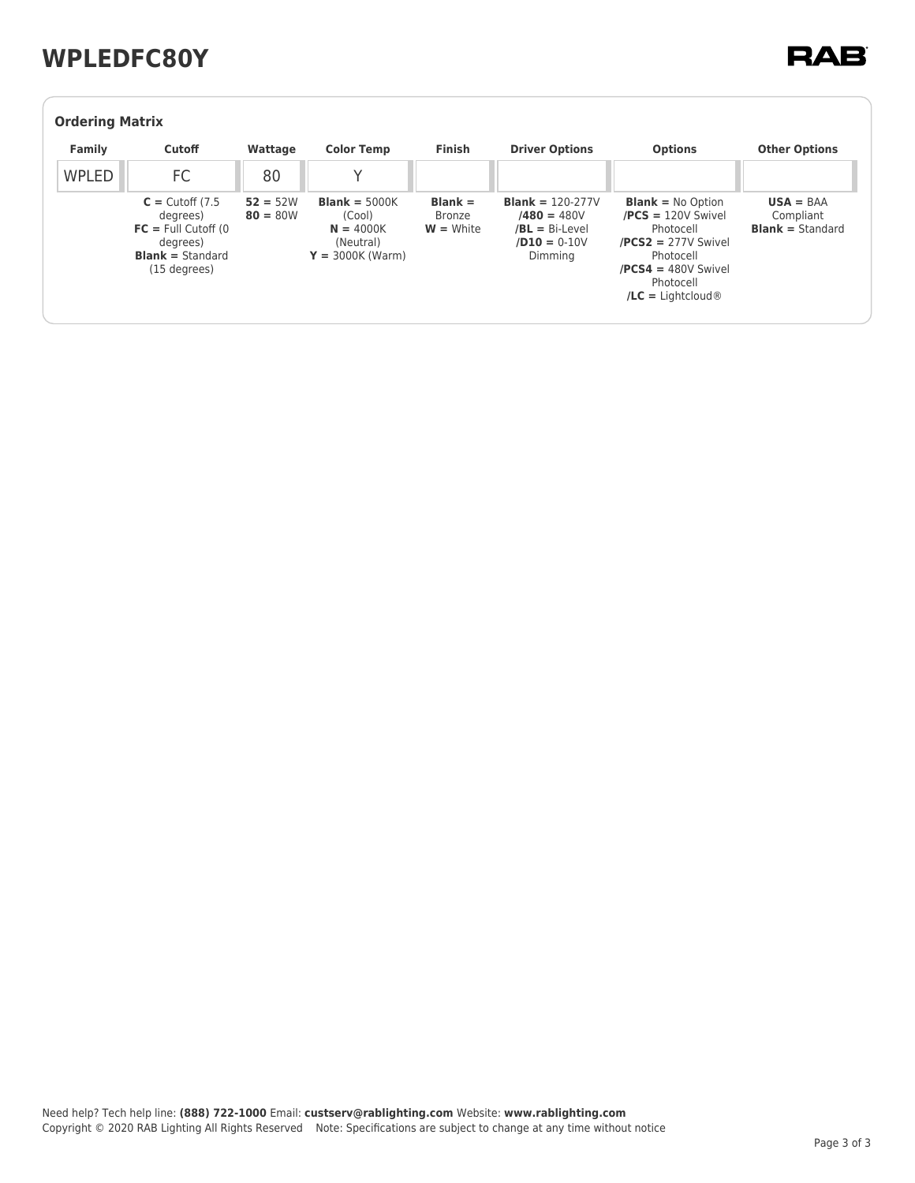# WPLEDFC80Y

## Ordering Matrix

| Family | Cutoff | Wattage | Color Temp | Finish | Driver Options | Options | Other Options |
|---|---|---|---|---|---|---|---|
| WPLED | FC | 80 | Y | | | | |
| | **C =** Cutoff (7.5 degrees)<br>**FC =** Full Cutoff (0 degrees)<br>**Blank =** Standard (15 degrees) | **52 =** 52W<br>**80 =** 80W | **Blank =** 5000K (Cool)<br>**N =** 4000K (Neutral)<br>**Y =** 3000K (Warm) | **Blank =** Bronze<br>**W =** White | **Blank =** 120-277V<br>**/480 =** 480V<br>**/BL =** Bi-Level<br>**/D10 =** 0-10V Dimming | **Blank =** No Option<br>**/PCS =** 120V Swivel Photocell<br>**/PCS2 =** 277V Swivel Photocell<br>**/PCS4 =** 480V Swivel Photocell<br>**/LC =** Lightcloud® | **USA =** BAA Compliant<br>**Blank =** Standard |

Need help? Tech help line: **(888) 722-1000** Email: **custserv@rablighting.com** Website: **www.rablighting.com**
Copyright © 2020 RAB Lighting All Rights Reserved Note: Specifications are subject to change at any time without notice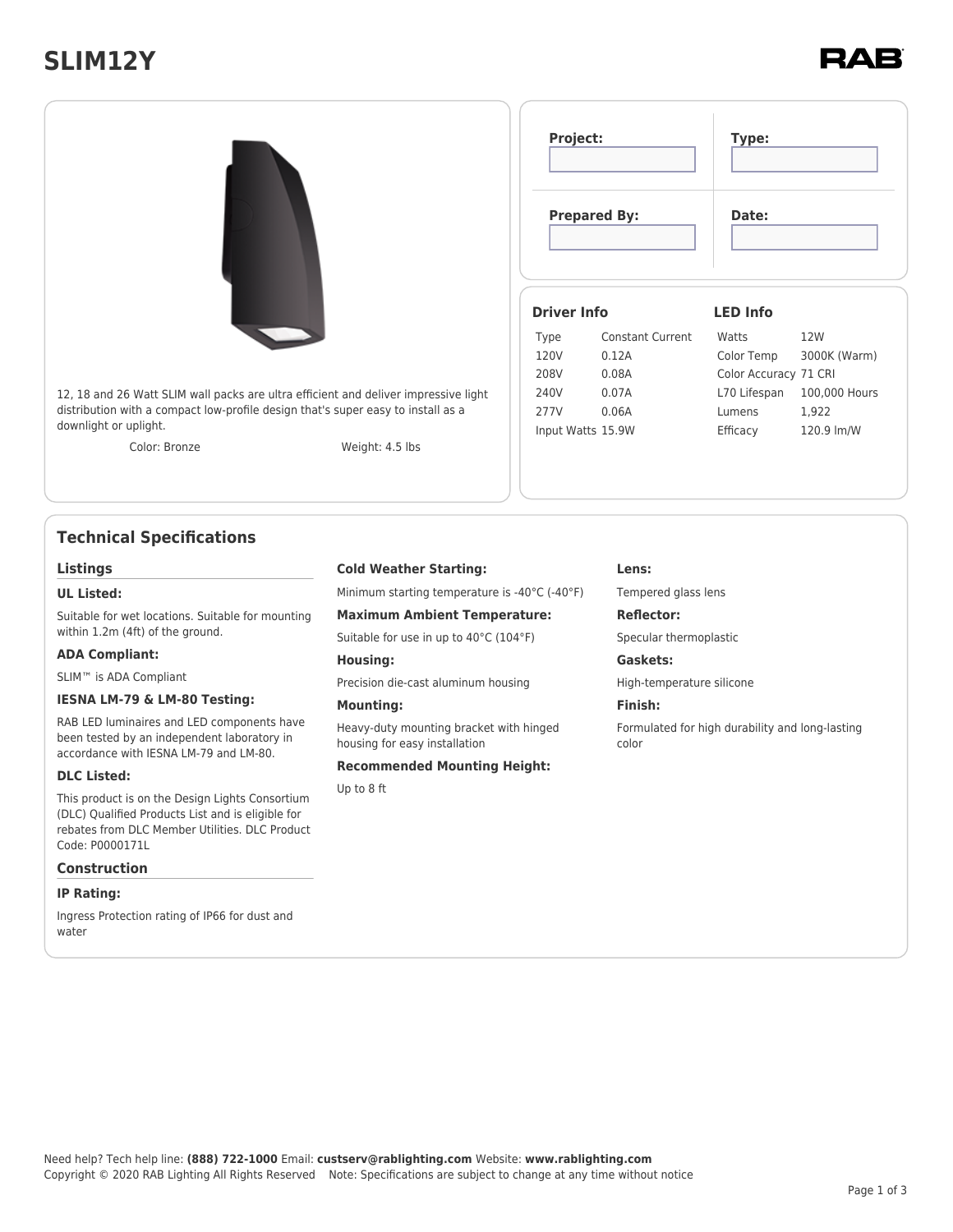# SLIM12Y

RAB

| Project: | Type: |
| --- | --- |
| | |
| **Prepared By:** | **Date:** |
| | |

12, 18 and 26 Watt SLIM wall packs are ultra efficient and deliver impressive light distribution with a compact low-profile design that's super easy to install as a downlight or uplight.

Color: Bronze    Weight: 4.5 lbs

### Driver Info

| Type | Constant Current |
| --- | --- |
| 120V | 0.12A |
| 208V | 0.08A |
| 240V | 0.07A |
| 277V | 0.06A |
| Input Watts | 15.9W |

### LED Info

| Watts | 12W |
| --- | --- |
| Color Temp | 3000K (Warm) |
| Color Accuracy | 71 CRI |
| L70 Lifespan | 100,000 Hours |
| Lumens | 1,922 |
| Efficacy | 120.9 lm/W |

## Technical Specifications

### Listings

**UL Listed:**

Suitable for wet locations. Suitable for mounting within 1.2m (4ft) of the ground.

**ADA Compliant:**

SLIM™ is ADA Compliant

**IESNA LM-79 & LM-80 Testing:**

RAB LED luminaires and LED components have been tested by an independent laboratory in accordance with IESNA LM-79 and LM-80.

**DLC Listed:**

This product is on the Design Lights Consortium (DLC) Qualified Products List and is eligible for rebates from DLC Member Utilities. DLC Product Code: P0000171L

### Construction

**IP Rating:**

Ingress Protection rating of IP66 for dust and water

**Cold Weather Starting:**

Minimum starting temperature is -40°C (-40°F)

**Maximum Ambient Temperature:**

Suitable for use in up to 40°C (104°F)

**Housing:**

Precision die-cast aluminum housing

**Mounting:**

Heavy-duty mounting bracket with hinged housing for easy installation

**Recommended Mounting Height:**

Up to 8 ft

**Lens:**

Tempered glass lens

**Reflector:**

Specular thermoplastic

**Gaskets:**

High-temperature silicone

**Finish:**

Formulated for high durability and long-lasting color

Need help? Tech help line: **(888) 722-1000** Email: **custserv@rablighting.com** Website: **www.rablighting.com**
Copyright © 2020 RAB Lighting All Rights Reserved    Note: Specifications are subject to change at any time without notice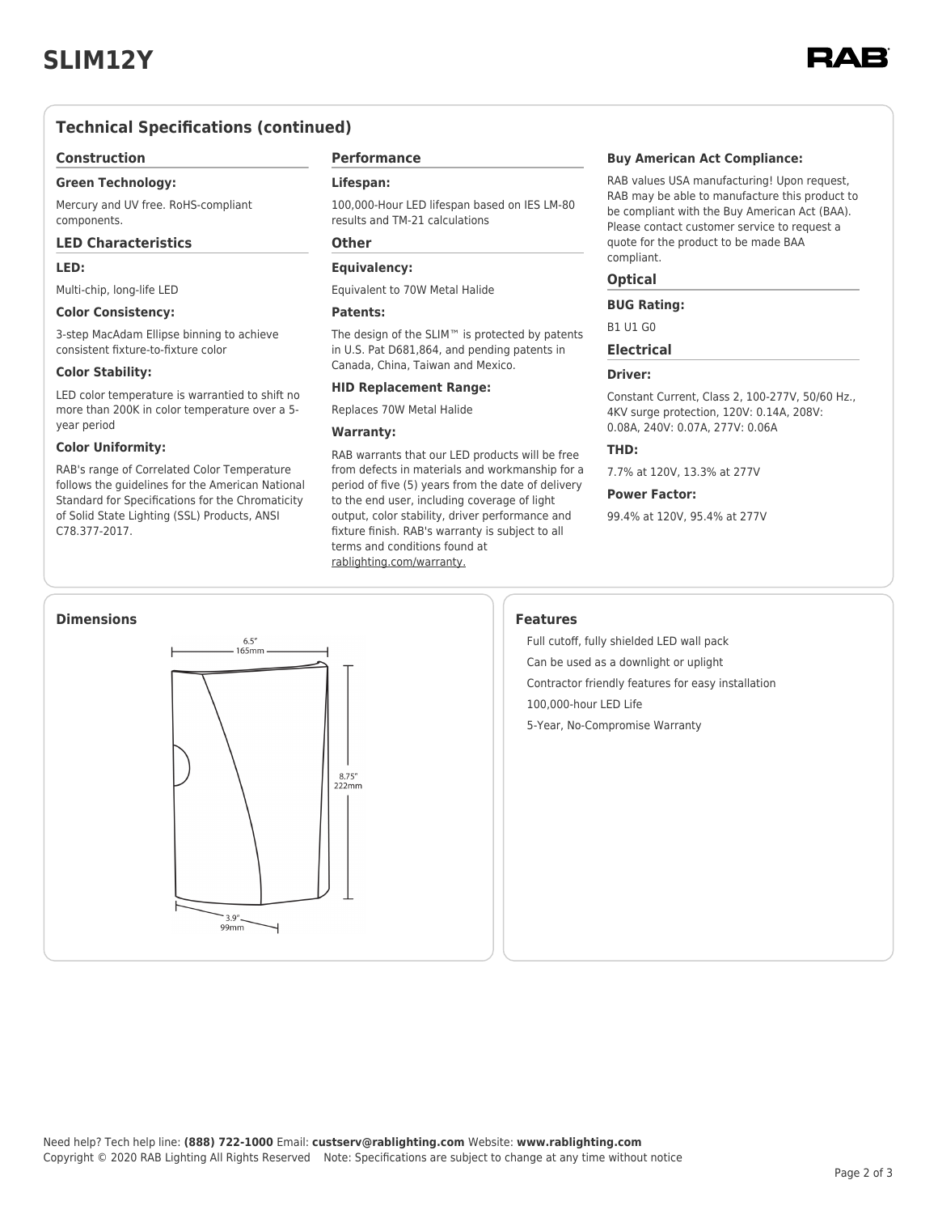# SLIM12Y

## Technical Specifications (continued)

### Construction

**Green Technology:**

Mercury and UV free. RoHS-compliant components.

### LED Characteristics

**LED:**

Multi-chip, long-life LED

**Color Consistency:**

3-step MacAdam Ellipse binning to achieve consistent fixture-to-fixture color

**Color Stability:**

LED color temperature is warrantied to shift no more than 200K in color temperature over a 5-year period

**Color Uniformity:**

RAB's range of Correlated Color Temperature follows the guidelines for the American National Standard for Specifications for the Chromaticity of Solid State Lighting (SSL) Products, ANSI C78.377-2017.

### Performance

**Lifespan:**

100,000-Hour LED lifespan based on IES LM-80 results and TM-21 calculations

### Other

**Equivalency:**

Equivalent to 70W Metal Halide

**Patents:**

The design of the SLIM™ is protected by patents in U.S. Pat D681,864, and pending patents in Canada, China, Taiwan and Mexico.

**HID Replacement Range:**

Replaces 70W Metal Halide

**Warranty:**

RAB warrants that our LED products will be free from defects in materials and workmanship for a period of five (5) years from the date of delivery to the end user, including coverage of light output, color stability, driver performance and fixture finish. RAB's warranty is subject to all terms and conditions found at rablighting.com/warranty.

**Buy American Act Compliance:**

RAB values USA manufacturing! Upon request, RAB may be able to manufacture this product to be compliant with the Buy American Act (BAA). Please contact customer service to request a quote for the product to be made BAA compliant.

### Optical

**BUG Rating:**

B1 U1 G0

### Electrical

**Driver:**

Constant Current, Class 2, 100-277V, 50/60 Hz., 4KV surge protection, 120V: 0.14A, 208V: 0.08A, 240V: 0.07A, 277V: 0.06A

**THD:**

7.7% at 120V, 13.3% at 277V

**Power Factor:**

99.4% at 120V, 95.4% at 277V

## Dimensions

6.5"
165mm

8.75"
222mm

3.9"
99mm

## Features

- Full cutoff, fully shielded LED wall pack
- Can be used as a downlight or uplight
- Contractor friendly features for easy installation
- 100,000-hour LED Life
- 5-Year, No-Compromise Warranty

Need help? Tech help line: **(888) 722-1000** Email: **custserv@rablighting.com** Website: **www.rablighting.com**
Copyright © 2020 RAB Lighting All Rights Reserved Note: Specifications are subject to change at any time without notice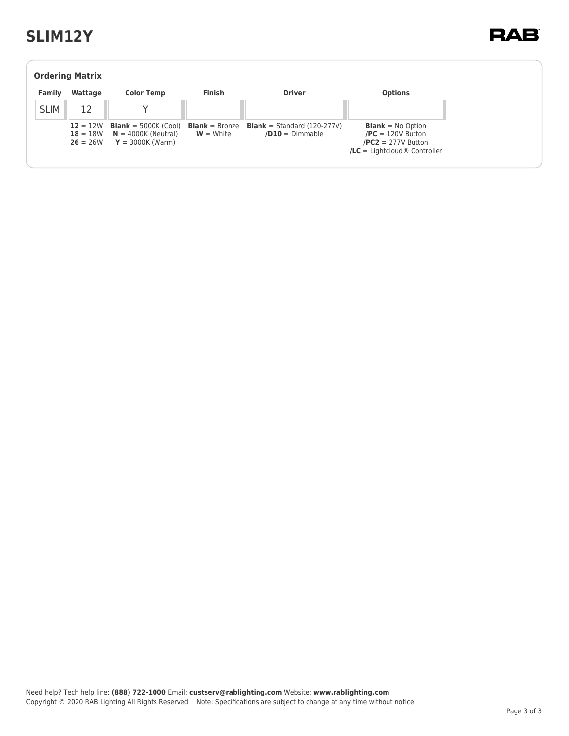# SLIM12Y

## Ordering Matrix

| Family | Wattage | Color Temp | Finish | Driver | Options |
|---|---|---|---|---|---|
| SLIM | 12 | Y | | | |
| | **12 =** 12W<br>**18 =** 18W<br>**26 =** 26W | **Blank =** 5000K (Cool)<br>**N =** 4000K (Neutral)<br>**Y =** 3000K (Warm) | **Blank =** Bronze<br>**W =** White | **Blank =** Standard (120-277V)<br>**/D10 =** Dimmable | **Blank =** No Option<br>**/PC =** 120V Button<br>**/PC2 =** 277V Button<br>**/LC =** Lightcloud® Controller |

Need help? Tech help line: **(888) 722-1000** Email: **custserv@rablighting.com** Website: **www.rablighting.com**
Copyright © 2020 RAB Lighting All Rights Reserved Note: Specifications are subject to change at any time without notice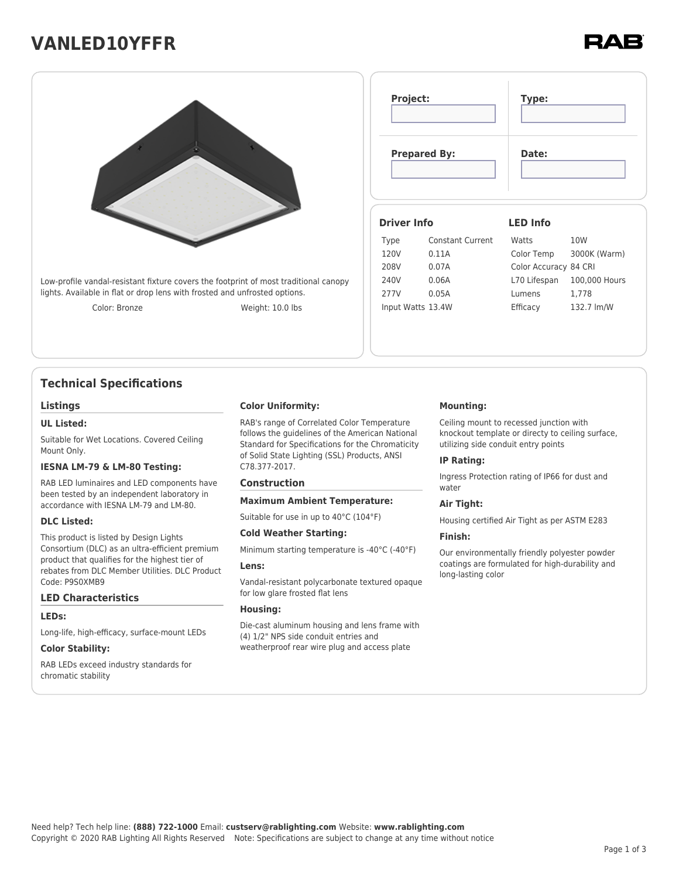# VANLED10YFFR

RAB

Low-profile vandal-resistant fixture covers the footprint of most traditional canopy lights. Available in flat or drop lens with frosted and unfrosted options.

Color: Bronze | Weight: 10.0 lbs

| Project: | Type: |
| --- | --- |
| Prepared By: | Date: |

### Driver Info

| | |
| --- | --- |
| Type | Constant Current |
| 120V | 0.11A |
| 208V | 0.07A |
| 240V | 0.06A |
| 277V | 0.05A |
| Input Watts | 13.4W |

### LED Info

| | |
| --- | --- |
| Watts | 10W |
| Color Temp | 3000K (Warm) |
| Color Accuracy | 84 CRI |
| L70 Lifespan | 100,000 Hours |
| Lumens | 1,778 |
| Efficacy | 132.7 lm/W |

## Technical Specifications

### Listings

**UL Listed:**

Suitable for Wet Locations. Covered Ceiling Mount Only.

**IESNA LM-79 & LM-80 Testing:**

RAB LED luminaires and LED components have been tested by an independent laboratory in accordance with IESNA LM-79 and LM-80.

**DLC Listed:**

This product is listed by Design Lights Consortium (DLC) as an ultra-efficient premium product that qualifies for the highest tier of rebates from DLC Member Utilities. DLC Product Code: P9S0XMB9

### LED Characteristics

**LEDs:**

Long-life, high-efficacy, surface-mount LEDs

**Color Stability:**

RAB LEDs exceed industry standards for chromatic stability

**Color Uniformity:**

RAB's range of Correlated Color Temperature follows the guidelines of the American National Standard for Specifications for the Chromaticity of Solid State Lighting (SSL) Products, ANSI C78.377-2017.

### Construction

**Maximum Ambient Temperature:**

Suitable for use in up to 40°C (104°F)

**Cold Weather Starting:**

Minimum starting temperature is -40°C (-40°F)

**Lens:**

Vandal-resistant polycarbonate textured opaque for low glare frosted flat lens

**Housing:**

Die-cast aluminum housing and lens frame with (4) 1/2" NPS side conduit entries and weatherproof rear wire plug and access plate

**Mounting:**

Ceiling mount to recessed junction with knockout template or directy to ceiling surface, utilizing side conduit entry points

**IP Rating:**

Ingress Protection rating of IP66 for dust and water

**Air Tight:**

Housing certified Air Tight as per ASTM E283

**Finish:**

Our environmentally friendly polyester powder coatings are formulated for high-durability and long-lasting color

Need help? Tech help line: **(888) 722-1000** Email: **custserv@rablighting.com** Website: **www.rablighting.com**
Copyright © 2020 RAB Lighting All Rights Reserved Note: Specifications are subject to change at any time without notice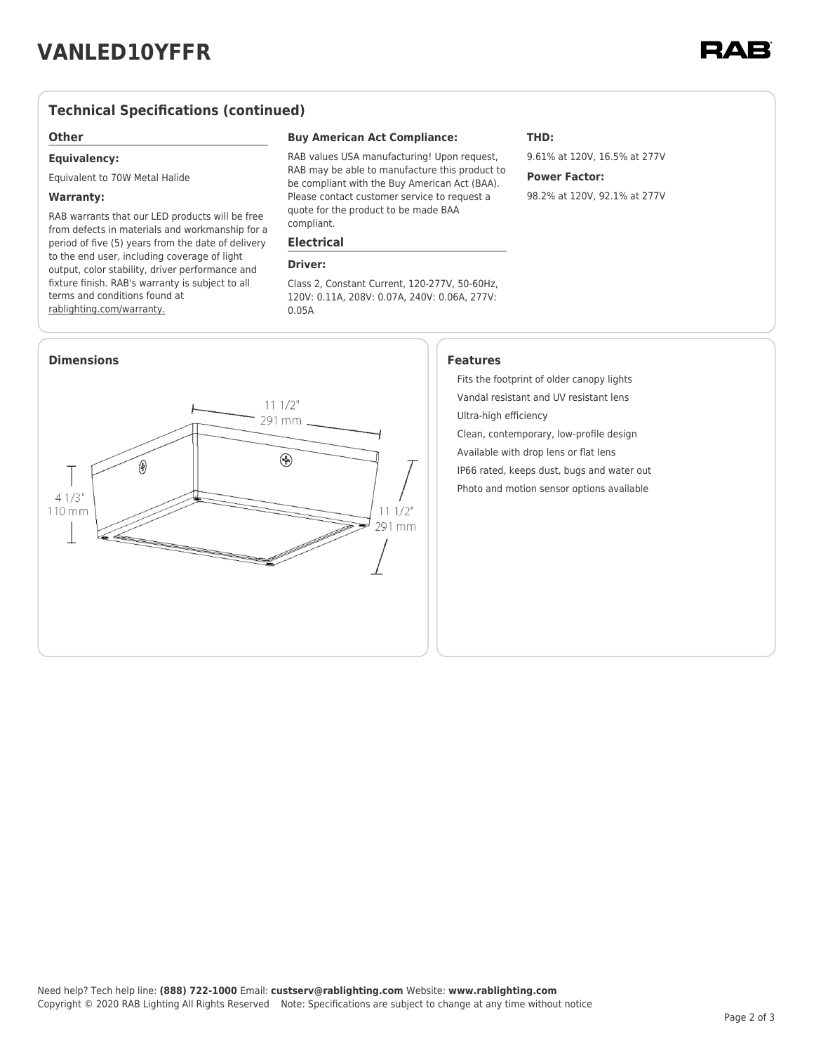# VANLED10YFFR

## Technical Specifications (continued)

### Other

**Equivalency:**

Equivalent to 70W Metal Halide

**Warranty:**

RAB warrants that our LED products will be free from defects in materials and workmanship for a period of five (5) years from the date of delivery to the end user, including coverage of light output, color stability, driver performance and fixture finish. RAB's warranty is subject to all terms and conditions found at rablighting.com/warranty.

**Buy American Act Compliance:**

RAB values USA manufacturing! Upon request, RAB may be able to manufacture this product to be compliant with the Buy American Act (BAA). Please contact customer service to request a quote for the product to be made BAA compliant.

### Electrical

**Driver:**

Class 2, Constant Current, 120-277V, 50-60Hz, 120V: 0.11A, 208V: 0.07A, 240V: 0.06A, 277V: 0.05A

**THD:**

9.61% at 120V, 16.5% at 277V

**Power Factor:**

98.2% at 120V, 92.1% at 277V

## Dimensions

11 1/2" 291 mm

4 1/3" 110 mm

11 1/2" 291 mm

## Features

- Fits the footprint of older canopy lights
- Vandal resistant and UV resistant lens
- Ultra-high efficiency
- Clean, contemporary, low-profile design
- Available with drop lens or flat lens
- IP66 rated, keeps dust, bugs and water out
- Photo and motion sensor options available

Need help? Tech help line: **(888) 722-1000** Email: **custserv@rablighting.com** Website: **www.rablighting.com**
Copyright © 2020 RAB Lighting All Rights Reserved Note: Specifications are subject to change at any time without notice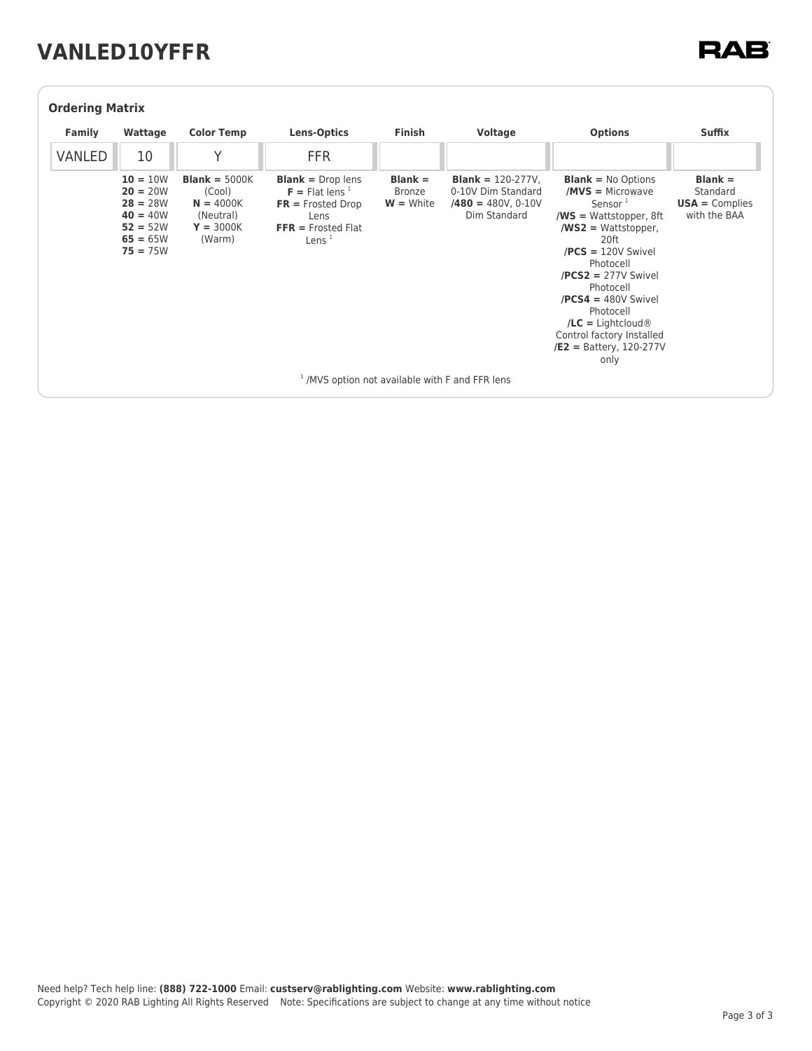# VANLED10YFFR

## Ordering Matrix

| Family | Wattage | Color Temp | Lens-Optics | Finish | Voltage | Options | Suffix |
|---|---|---|---|---|---|---|---|
| VANLED | 10 | Y | FFR | | | | |
| | **10 =** 10W<br>**20 =** 20W<br>**28 =** 28W<br>**40 =** 40W<br>**52 =** 52W<br>**65 =** 65W<br>**75 =** 75W | **Blank =** 5000K (Cool)<br>**N =** 4000K (Neutral)<br>**Y =** 3000K (Warm) | **Blank =** Drop lens<br>**F =** Flat lens [1]<br>**FR =** Frosted Drop Lens<br>**FFR =** Frosted Flat Lens [1] | **Blank =** Bronze<br>**W =** White | **Blank =** 120-277V, 0-10V Dim Standard<br>**/480 =** 480V, 0-10V Dim Standard | **Blank =** No Options<br>**/MVS =** Microwave Sensor [1]<br>**/WS =** Wattstopper, 8ft<br>**/WS2 =** Wattstopper, 20ft<br>**/PCS =** 120V Swivel Photocell<br>**/PCS2 =** 277V Swivel Photocell<br>**/PCS4 =** 480V Swivel Photocell<br>**/LC =** Lightcloud® Control factory Installed<br>**/E2 =** Battery, 120-277V only | **Blank =** Standard<br>**USA =** Complies with the BAA |

[1] /MVS option not available with F and FFR lens

Need help? Tech help line: **(888) 722-1000** Email: **custserv@rablighting.com** Website: **www.rablighting.com**
Copyright © 2020 RAB Lighting All Rights Reserved Note: Specifications are subject to change at any time without notice